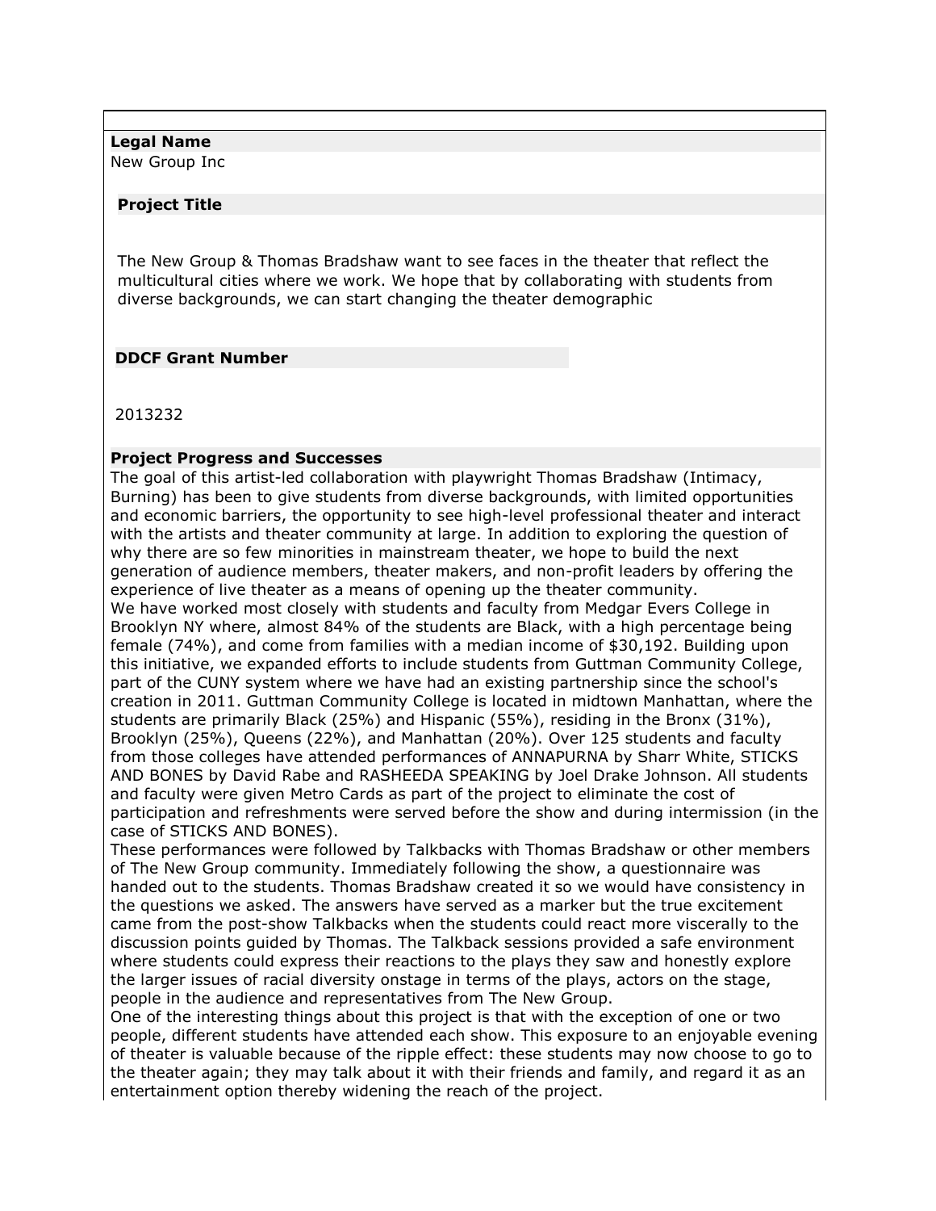**Legal Name**

New Group Inc

**Project Title**

The New Group & Thomas Bradshaw want to see faces in the theater that reflect the multicultural cities where we work. We hope that by collaborating with students from diverse backgrounds, we can start changing the theater demographic

**DDCF Grant Number**

2013232

**Project Progress and Successes**

The goal of this artist-led collaboration with playwright Thomas Bradshaw (Intimacy, Burning) has been to give students from diverse backgrounds, with limited opportunities and economic barriers, the opportunity to see high-level professional theater and interact with the artists and theater community at large. In addition to exploring the question of why there are so few minorities in mainstream theater, we hope to build the next generation of audience members, theater makers, and non-profit leaders by offering the experience of live theater as a means of opening up the theater community.

We have worked most closely with students and faculty from Medgar Evers College in Brooklyn NY where, almost 84% of the students are Black, with a high percentage being female (74%), and come from families with a median income of $30,192. Building upon this initiative, we expanded efforts to include students from Guttman Community College, part of the CUNY system where we have had an existing partnership since the school's creation in 2011. Guttman Community College is located in midtown Manhattan, where the students are primarily Black (25%) and Hispanic (55%), residing in the Bronx (31%), Brooklyn (25%), Queens (22%), and Manhattan (20%). Over 125 students and faculty from those colleges have attended performances of ANNAPURNA by Sharr White, STICKS AND BONES by David Rabe and RASHEEDA SPEAKING by Joel Drake Johnson. All students and faculty were given Metro Cards as part of the project to eliminate the cost of participation and refreshments were served before the show and during intermission (in the case of STICKS AND BONES).

These performances were followed by Talkbacks with Thomas Bradshaw or other members of The New Group community. Immediately following the show, a questionnaire was handed out to the students. Thomas Bradshaw created it so we would have consistency in the questions we asked. The answers have served as a marker but the true excitement came from the post-show Talkbacks when the students could react more viscerally to the discussion points guided by Thomas. The Talkback sessions provided a safe environment where students could express their reactions to the plays they saw and honestly explore the larger issues of racial diversity onstage in terms of the plays, actors on the stage, people in the audience and representatives from The New Group.

One of the interesting things about this project is that with the exception of one or two people, different students have attended each show. This exposure to an enjoyable evening of theater is valuable because of the ripple effect: these students may now choose to go to the theater again; they may talk about it with their friends and family, and regard it as an entertainment option thereby widening the reach of the project.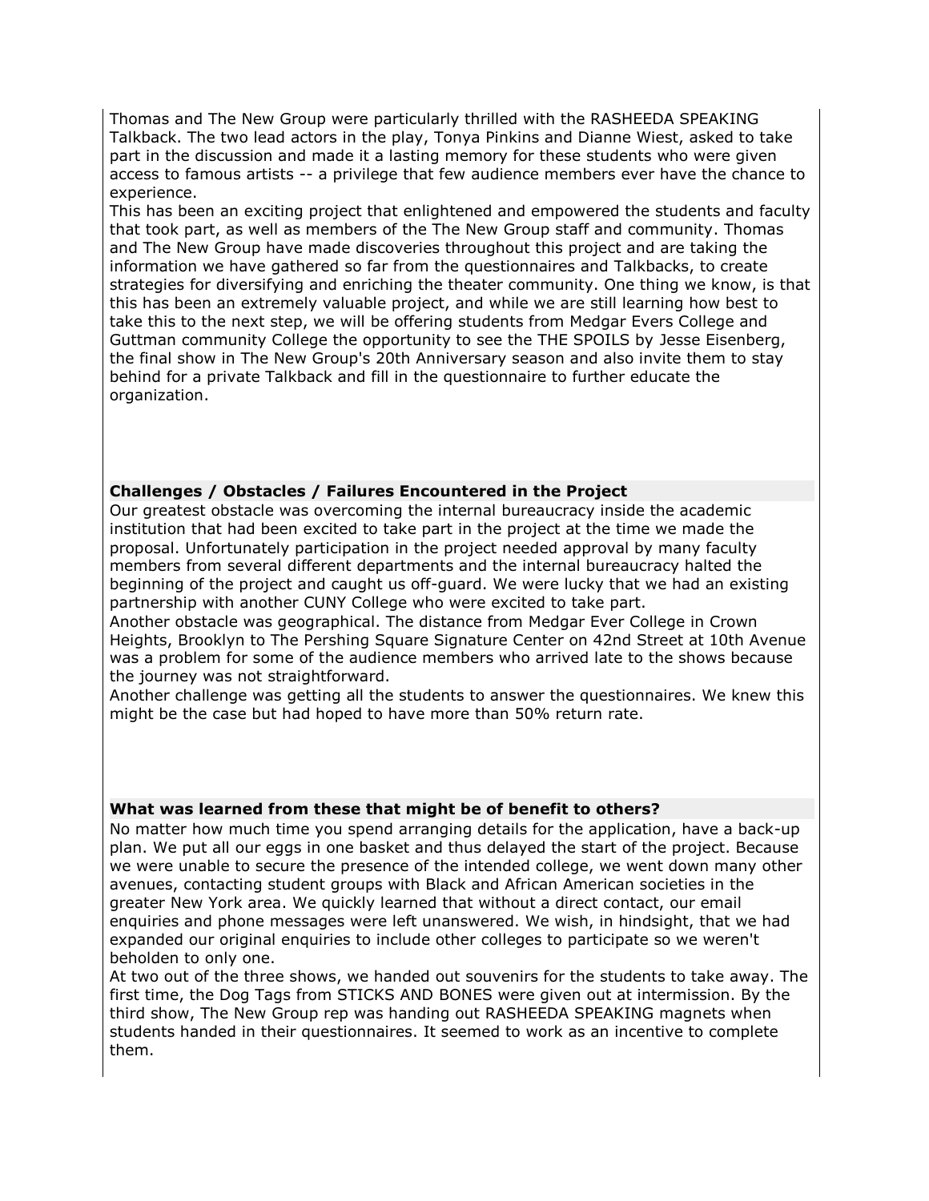Thomas and The New Group were particularly thrilled with the RASHEEDA SPEAKING Talkback. The two lead actors in the play, Tonya Pinkins and Dianne Wiest, asked to take part in the discussion and made it a lasting memory for these students who were given access to famous artists -- a privilege that few audience members ever have the chance to experience.

This has been an exciting project that enlightened and empowered the students and faculty that took part, as well as members of the The New Group staff and community. Thomas and The New Group have made discoveries throughout this project and are taking the information we have gathered so far from the questionnaires and Talkbacks, to create strategies for diversifying and enriching the theater community. One thing we know, is that this has been an extremely valuable project, and while we are still learning how best to take this to the next step, we will be offering students from Medgar Evers College and Guttman community College the opportunity to see the THE SPOILS by Jesse Eisenberg, the final show in The New Group's 20th Anniversary season and also invite them to stay behind for a private Talkback and fill in the questionnaire to further educate the organization.

**Challenges / Obstacles / Failures Encountered in the Project**

Our greatest obstacle was overcoming the internal bureaucracy inside the academic institution that had been excited to take part in the project at the time we made the proposal. Unfortunately participation in the project needed approval by many faculty members from several different departments and the internal bureaucracy halted the beginning of the project and caught us off-guard. We were lucky that we had an existing partnership with another CUNY College who were excited to take part.

Another obstacle was geographical. The distance from Medgar Ever College in Crown Heights, Brooklyn to The Pershing Square Signature Center on 42nd Street at 10th Avenue was a problem for some of the audience members who arrived late to the shows because the journey was not straightforward.

Another challenge was getting all the students to answer the questionnaires. We knew this might be the case but had hoped to have more than 50% return rate.

**What was learned from these that might be of benefit to others?**

No matter how much time you spend arranging details for the application, have a back-up plan. We put all our eggs in one basket and thus delayed the start of the project. Because we were unable to secure the presence of the intended college, we went down many other avenues, contacting student groups with Black and African American societies in the greater New York area. We quickly learned that without a direct contact, our email enquiries and phone messages were left unanswered. We wish, in hindsight, that we had expanded our original enquiries to include other colleges to participate so we weren't beholden to only one.

At two out of the three shows, we handed out souvenirs for the students to take away. The first time, the Dog Tags from STICKS AND BONES were given out at intermission. By the third show, The New Group rep was handing out RASHEEDA SPEAKING magnets when students handed in their questionnaires. It seemed to work as an incentive to complete them.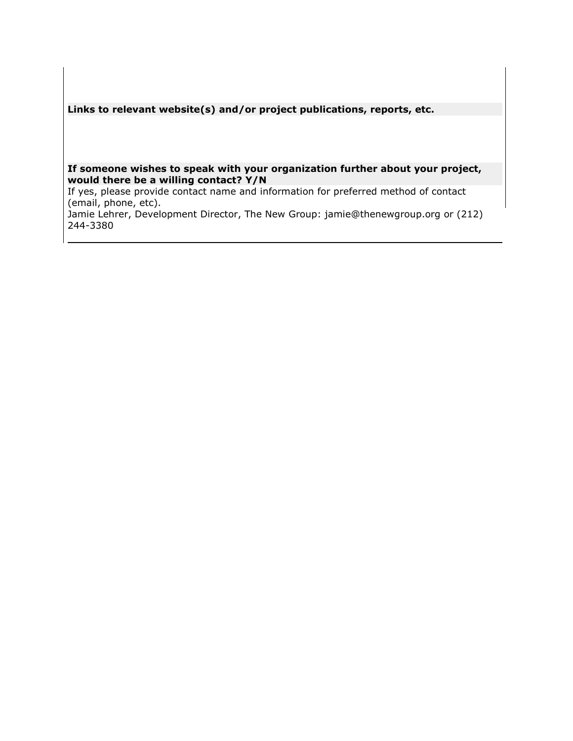**Links to relevant website(s) and/or project publications, reports, etc.**

**If someone wishes to speak with your organization further about your project, would there be a willing contact? Y/N**

If yes, please provide contact name and information for preferred method of contact (email, phone, etc).

Jamie Lehrer, Development Director, The New Group: jamie@thenewgroup.org or (212) 244-3380